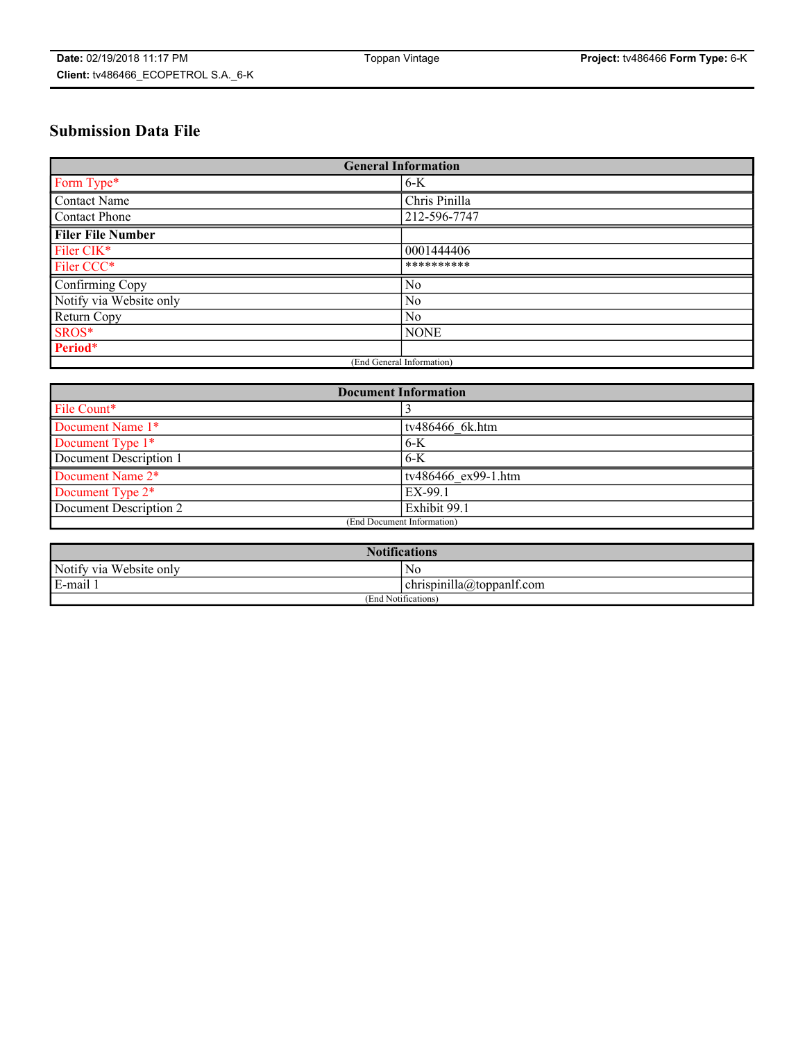**Date:** 02/19/2018 11:17 PM | Toppan Vintage | **Project:** tv486466 **Form Type:** 6-K

**Client:** tv486466_ECOPETROL S.A._6-K

# Submission Data File

| General Information | |
|---|---|
| Form Type* | 6-K |
| Contact Name | Chris Pinilla |
| Contact Phone | 212-596-7747 |
| **Filer File Number** | |
| Filer CIK* | 0001444406 |
| Filer CCC* | ********** |
| Confirming Copy | No |
| Notify via Website only | No |
| Return Copy | No |
| SROS* | NONE |
| **Period*** | |
| (End General Information) | |

| Document Information | |
|---|---|
| File Count* | 3 |
| Document Name 1* | tv486466_6k.htm |
| Document Type 1* | 6-K |
| Document Description 1 | 6-K |
| Document Name 2* | tv486466_ex99-1.htm |
| Document Type 2* | EX-99.1 |
| Document Description 2 | Exhibit 99.1 |
| (End Document Information) | |

| Notifications | |
|---|---|
| Notify via Website only | No |
| E-mail 1 | chrispinilla@toppanlf.com |
| (End Notifications) | |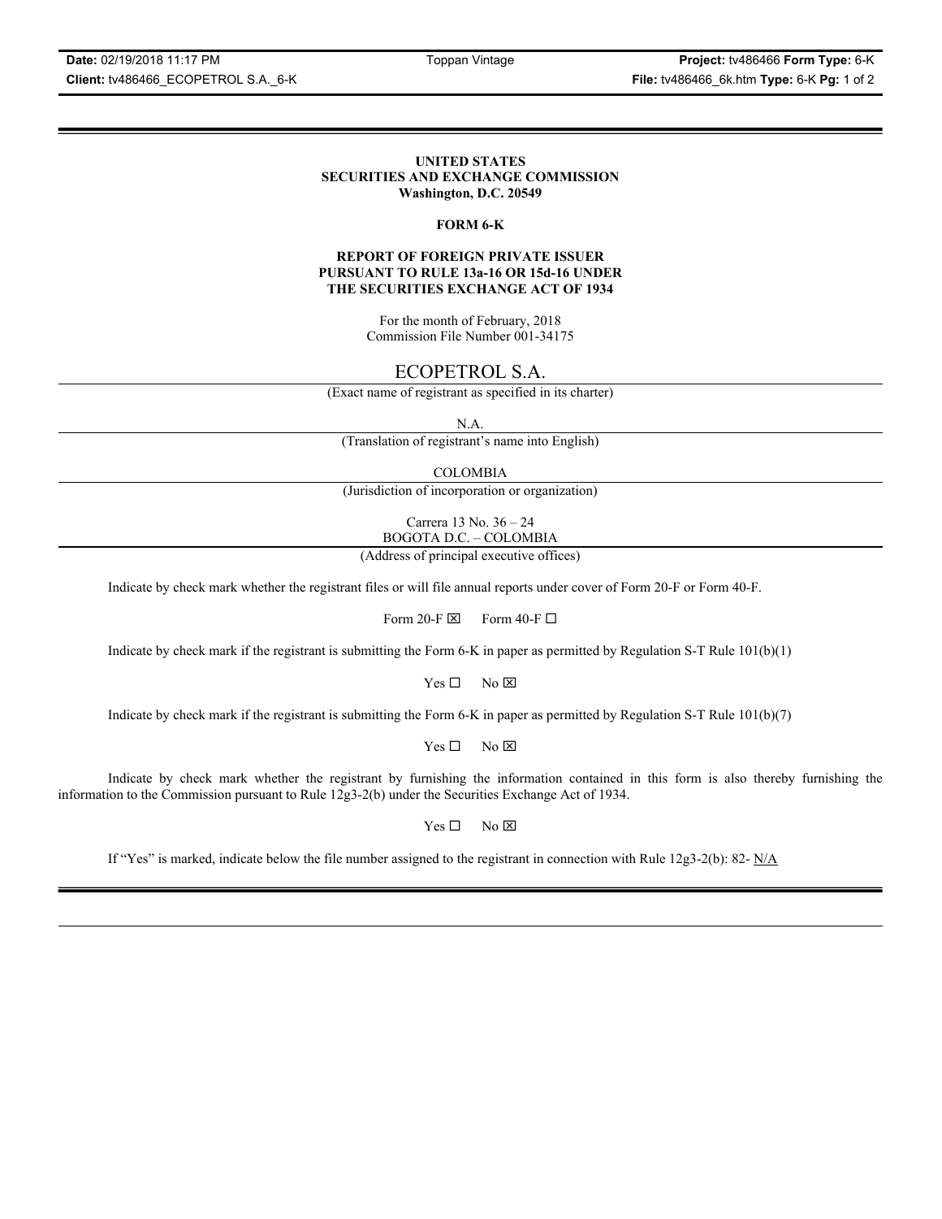**UNITED STATES**
**SECURITIES AND EXCHANGE COMMISSION**
**Washington, D.C. 20549**

**FORM 6-K**

**REPORT OF FOREIGN PRIVATE ISSUER**
**PURSUANT TO RULE 13a-16 OR 15d-16 UNDER**
**THE SECURITIES EXCHANGE ACT OF 1934**

For the month of February, 2018
Commission File Number 001-34175

ECOPETROL S.A.
(Exact name of registrant as specified in its charter)

N.A.
(Translation of registrant's name into English)

COLOMBIA
(Jurisdiction of incorporation or organization)

Carrera 13 No. 36 – 24
BOGOTA D.C. – COLOMBIA
(Address of principal executive offices)

Indicate by check mark whether the registrant files or will file annual reports under cover of Form 20-F or Form 40-F.

Form 20-F ☒ Form 40-F ☐

Indicate by check mark if the registrant is submitting the Form 6-K in paper as permitted by Regulation S-T Rule 101(b)(1)

Yes ☐ No ☒

Indicate by check mark if the registrant is submitting the Form 6-K in paper as permitted by Regulation S-T Rule 101(b)(7)

Yes ☐ No ☒

Indicate by check mark whether the registrant by furnishing the information contained in this form is also thereby furnishing the information to the Commission pursuant to Rule 12g3-2(b) under the Securities Exchange Act of 1934.

Yes ☐ No ☒

If "Yes" is marked, indicate below the file number assigned to the registrant in connection with Rule 12g3-2(b): 82- N/A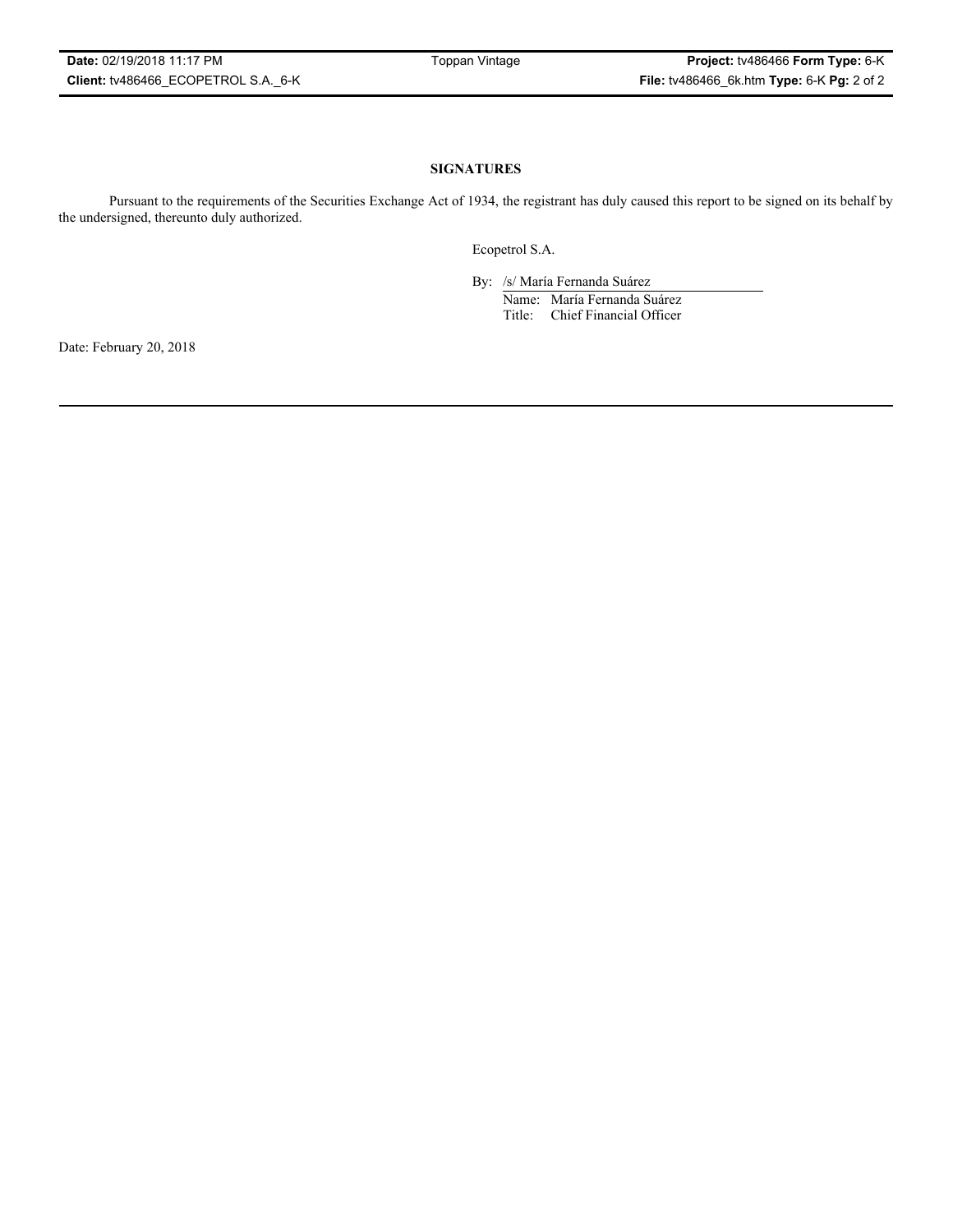## SIGNATURES

Pursuant to the requirements of the Securities Exchange Act of 1934, the registrant has duly caused this report to be signed on its behalf by the undersigned, thereunto duly authorized.

Ecopetrol S.A.

By: /s/ María Fernanda Suárez

Name: María Fernanda Suárez

Title: Chief Financial Officer

Date: February 20, 2018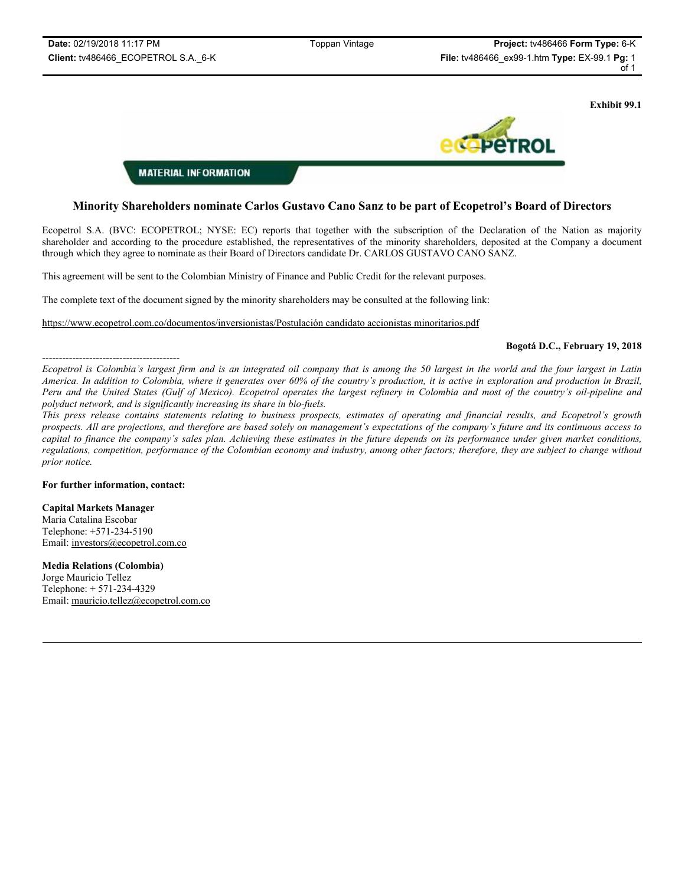**Exhibit 99.1**

**MATERIAL INFORMATION**

## Minority Shareholders nominate Carlos Gustavo Cano Sanz to be part of Ecopetrol's Board of Directors

Ecopetrol S.A. (BVC: ECOPETROL; NYSE: EC) reports that together with the subscription of the Declaration of the Nation as majority shareholder and according to the procedure established, the representatives of the minority shareholders, deposited at the Company a document through which they agree to nominate as their Board of Directors candidate Dr. CARLOS GUSTAVO CANO SANZ.

This agreement will be sent to the Colombian Ministry of Finance and Public Credit for the relevant purposes.

The complete text of the document signed by the minority shareholders may be consulted at the following link:

https://www.ecopetrol.com.co/documentos/inversionistas/Postulación candidato accionistas minoritarios.pdf

**Bogotá D.C., February 19, 2018**

-----------------------------------------

*Ecopetrol is Colombia's largest firm and is an integrated oil company that is among the 50 largest in the world and the four largest in Latin America. In addition to Colombia, where it generates over 60% of the country's production, it is active in exploration and production in Brazil, Peru and the United States (Gulf of Mexico). Ecopetrol operates the largest refinery in Colombia and most of the country's oil-pipeline and polyduct network, and is significantly increasing its share in bio-fuels.*

*This press release contains statements relating to business prospects, estimates of operating and financial results, and Ecopetrol's growth prospects. All are projections, and therefore are based solely on management's expectations of the company's future and its continuous access to capital to finance the company's sales plan. Achieving these estimates in the future depends on its performance under given market conditions, regulations, competition, performance of the Colombian economy and industry, among other factors; therefore, they are subject to change without prior notice.*

**For further information, contact:**

**Capital Markets Manager**
Maria Catalina Escobar
Telephone: +571-234-5190
Email: investors@ecopetrol.com.co

**Media Relations (Colombia)**
Jorge Mauricio Tellez
Telephone: + 571-234-4329
Email: mauricio.tellez@ecopetrol.com.co